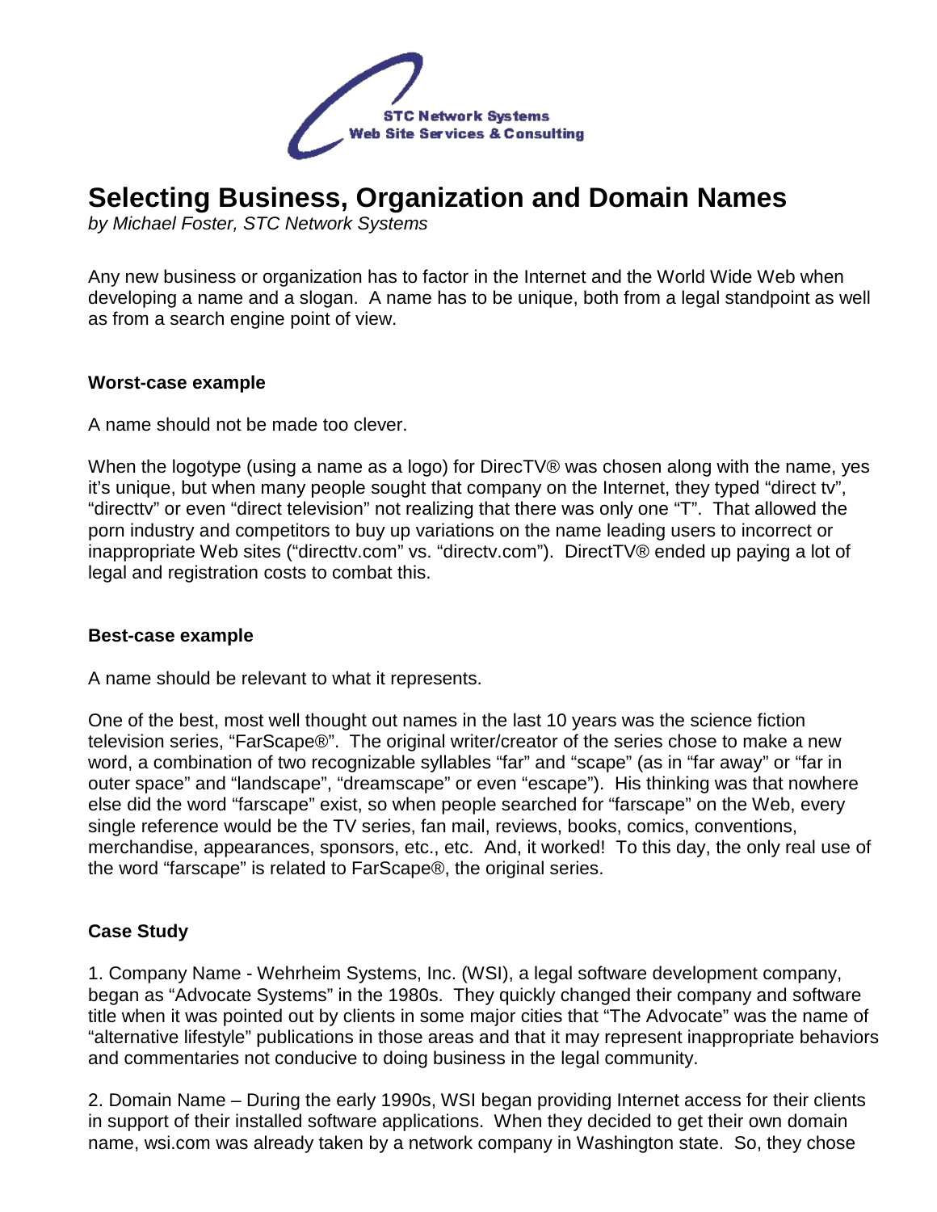STC Network Systems
Web Site Services & Consulting

# Selecting Business, Organization and Domain Names

*by Michael Foster, STC Network Systems*

Any new business or organization has to factor in the Internet and the World Wide Web when developing a name and a slogan. A name has to be unique, both from a legal standpoint as well as from a search engine point of view.

### Worst-case example

A name should not be made too clever.

When the logotype (using a name as a logo) for DirecTV® was chosen along with the name, yes it's unique, but when many people sought that company on the Internet, they typed "direct tv", "directtv" or even "direct television" not realizing that there was only one "T". That allowed the porn industry and competitors to buy up variations on the name leading users to incorrect or inappropriate Web sites ("directtv.com" vs. "directv.com"). DirectTV® ended up paying a lot of legal and registration costs to combat this.

### Best-case example

A name should be relevant to what it represents.

One of the best, most well thought out names in the last 10 years was the science fiction television series, "FarScape®". The original writer/creator of the series chose to make a new word, a combination of two recognizable syllables "far" and "scape" (as in "far away" or "far in outer space" and "landscape", "dreamscape" or even "escape"). His thinking was that nowhere else did the word "farscape" exist, so when people searched for "farscape" on the Web, every single reference would be the TV series, fan mail, reviews, books, comics, conventions, merchandise, appearances, sponsors, etc., etc. And, it worked! To this day, the only real use of the word "farscape" is related to FarScape®, the original series.

### Case Study

1. Company Name - Wehrheim Systems, Inc. (WSI), a legal software development company, began as "Advocate Systems" in the 1980s. They quickly changed their company and software title when it was pointed out by clients in some major cities that "The Advocate" was the name of "alternative lifestyle" publications in those areas and that it may represent inappropriate behaviors and commentaries not conducive to doing business in the legal community.

2. Domain Name – During the early 1990s, WSI began providing Internet access for their clients in support of their installed software applications. When they decided to get their own domain name, wsi.com was already taken by a network company in Washington state. So, they chose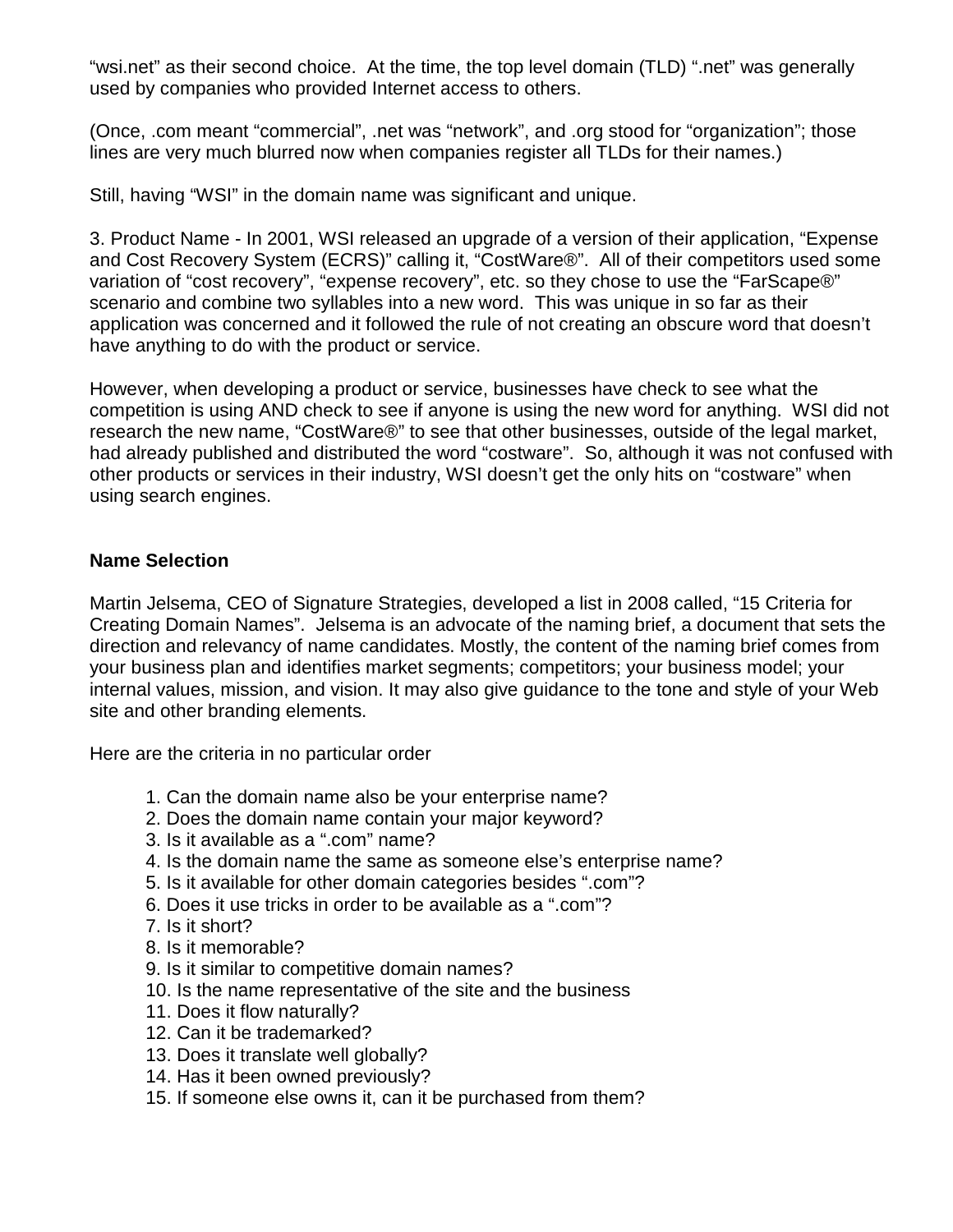“wsi.net” as their second choice. At the time, the top level domain (TLD) “.net” was generally used by companies who provided Internet access to others.

(Once, .com meant “commercial”, .net was “network”, and .org stood for “organization”; those lines are very much blurred now when companies register all TLDs for their names.)

Still, having “WSI” in the domain name was significant and unique.

3. Product Name - In 2001, WSI released an upgrade of a version of their application, “Expense and Cost Recovery System (ECRS)” calling it, “CostWare®”. All of their competitors used some variation of “cost recovery”, “expense recovery”, etc. so they chose to use the “FarScape®” scenario and combine two syllables into a new word. This was unique in so far as their application was concerned and it followed the rule of not creating an obscure word that doesn’t have anything to do with the product or service.

However, when developing a product or service, businesses have check to see what the competition is using AND check to see if anyone is using the new word for anything. WSI did not research the new name, “CostWare®” to see that other businesses, outside of the legal market, had already published and distributed the word “costware”. So, although it was not confused with other products or services in their industry, WSI doesn’t get the only hits on “costware” when using search engines.

**Name Selection**

Martin Jelsema, CEO of Signature Strategies, developed a list in 2008 called, “15 Criteria for Creating Domain Names”. Jelsema is an advocate of the naming brief, a document that sets the direction and relevancy of name candidates. Mostly, the content of the naming brief comes from your business plan and identifies market segments; competitors; your business model; your internal values, mission, and vision. It may also give guidance to the tone and style of your Web site and other branding elements.

Here are the criteria in no particular order

1. Can the domain name also be your enterprise name?
2. Does the domain name contain your major keyword?
3. Is it available as a “.com” name?
4. Is the domain name the same as someone else’s enterprise name?
5. Is it available for other domain categories besides “.com”?
6. Does it use tricks in order to be available as a “.com”?
7. Is it short?
8. Is it memorable?
9. Is it similar to competitive domain names?
10. Is the name representative of the site and the business
11. Does it flow naturally?
12. Can it be trademarked?
13. Does it translate well globally?
14. Has it been owned previously?
15. If someone else owns it, can it be purchased from them?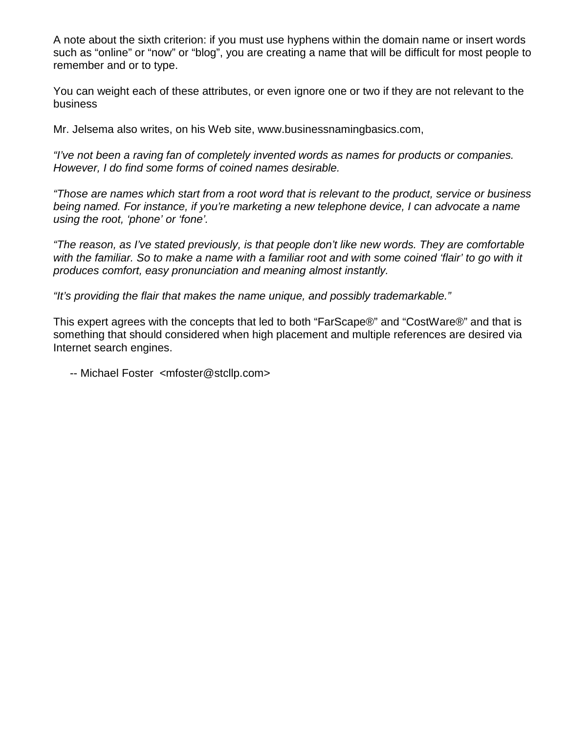A note about the sixth criterion: if you must use hyphens within the domain name or insert words such as “online” or “now” or “blog”, you are creating a name that will be difficult for most people to remember and or to type.

You can weight each of these attributes, or even ignore one or two if they are not relevant to the business

Mr. Jelsema also writes, on his Web site, www.businessnamingbasics.com,

*“I’ve not been a raving fan of completely invented words as names for products or companies. However, I do find some forms of coined names desirable.*

*“Those are names which start from a root word that is relevant to the product, service or business being named. For instance, if you’re marketing a new telephone device, I can advocate a name using the root, ‘phone’ or ‘fone’.*

*“The reason, as I’ve stated previously, is that people don’t like new words. They are comfortable with the familiar. So to make a name with a familiar root and with some coined ‘flair’ to go with it produces comfort, easy pronunciation and meaning almost instantly.*

*“It’s providing the flair that makes the name unique, and possibly trademarkable.”*

This expert agrees with the concepts that led to both “FarScape®” and “CostWare®” and that is something that should considered when high placement and multiple references are desired via Internet search engines.

-- Michael Foster <mfoster@stcllp.com>